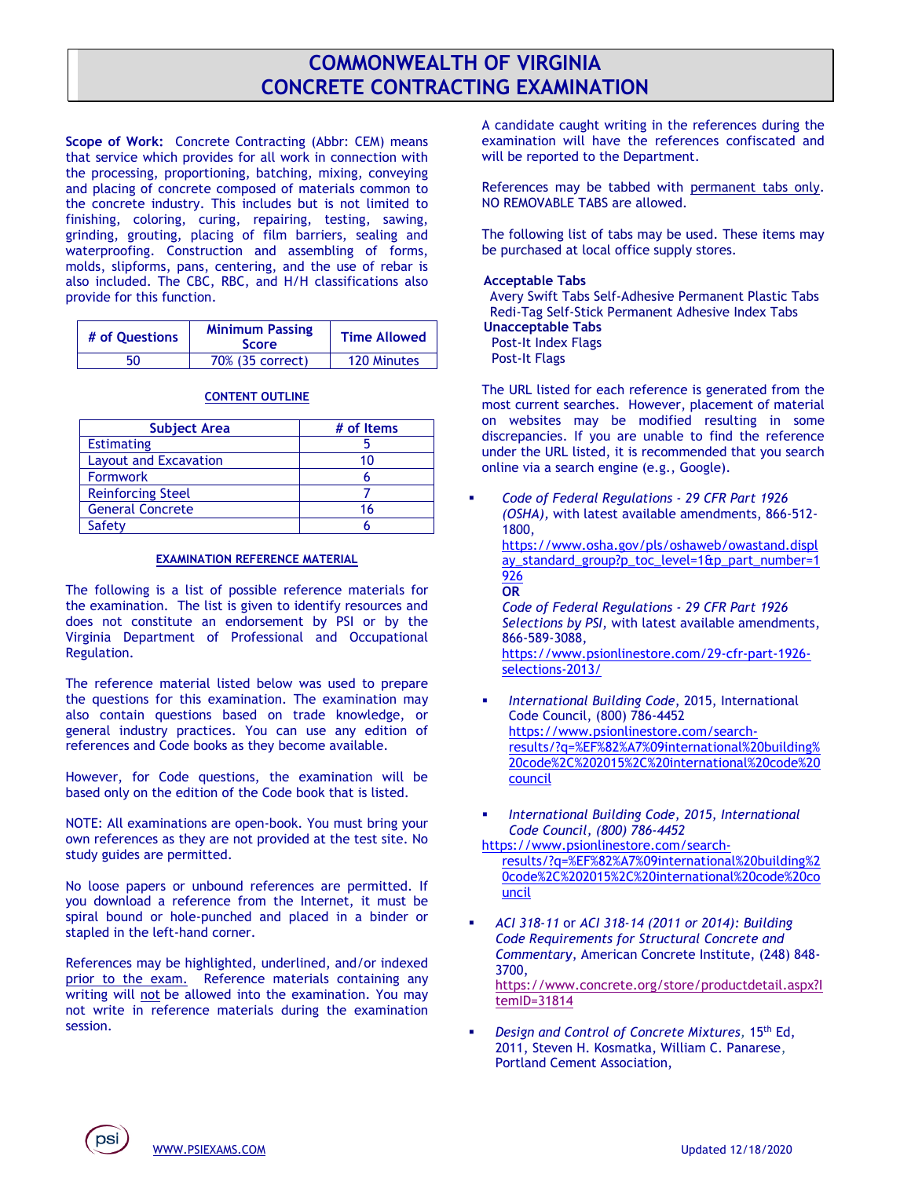# COMMONWEALTH OF VIRGINIA
# CONCRETE CONTRACTING EXAMINATION

**Scope of Work:** Concrete Contracting (Abbr: CEM) means that service which provides for all work in connection with the processing, proportioning, batching, mixing, conveying and placing of concrete composed of materials common to the concrete industry. This includes but is not limited to finishing, coloring, curing, repairing, testing, sawing, grinding, grouting, placing of film barriers, sealing and waterproofing. Construction and assembling of forms, molds, slipforms, pans, centering, and the use of rebar is also included. The CBC, RBC, and H/H classifications also provide for this function.

| # of Questions | Minimum Passing Score | Time Allowed |
|---|---|---|
| 50 | 70% (35 correct) | 120 Minutes |

**CONTENT OUTLINE**

| Subject Area | # of Items |
|---|---|
| Estimating | 5 |
| Layout and Excavation | 10 |
| Formwork | 6 |
| Reinforcing Steel | 7 |
| General Concrete | 16 |
| Safety | 6 |

**EXAMINATION REFERENCE MATERIAL**

The following is a list of possible reference materials for the examination. The list is given to identify resources and does not constitute an endorsement by PSI or by the Virginia Department of Professional and Occupational Regulation.

The reference material listed below was used to prepare the questions for this examination. The examination may also contain questions based on trade knowledge, or general industry practices. You can use any edition of references and Code books as they become available.

However, for Code questions, the examination will be based only on the edition of the Code book that is listed.

NOTE: All examinations are open-book. You must bring your own references as they are not provided at the test site. No study guides are permitted.

No loose papers or unbound references are permitted. If you download a reference from the Internet, it must be spiral bound or hole-punched and placed in a binder or stapled in the left-hand corner.

References may be highlighted, underlined, and/or indexed prior to the exam. Reference materials containing any writing will not be allowed into the examination. You may not write in reference materials during the examination session.

A candidate caught writing in the references during the examination will have the references confiscated and will be reported to the Department.

References may be tabbed with permanent tabs only. NO REMOVABLE TABS are allowed.

The following list of tabs may be used. These items may be purchased at local office supply stores.

**Acceptable Tabs**
Avery Swift Tabs Self-Adhesive Permanent Plastic Tabs
Redi-Tag Self-Stick Permanent Adhesive Index Tabs
**Unacceptable Tabs**
Post-It Index Flags
Post-It Flags

The URL listed for each reference is generated from the most current searches. However, placement of material on websites may be modified resulting in some discrepancies. If you are unable to find the reference under the URL listed, it is recommended that you search online via a search engine (e.g., Google).

- *Code of Federal Regulations - 29 CFR Part 1926 (OSHA)*, with latest available amendments, 866-512-1800, https://www.osha.gov/pls/oshaweb/owastand.display_standard_group?p_toc_level=1&p_part_number=1926
  **OR**
  *Code of Federal Regulations - 29 CFR Part 1926 Selections by PSI*, with latest available amendments, 866-589-3088, https://www.psionlinestore.com/29-cfr-part-1926-selections-2013/
- *International Building Code*, 2015, International Code Council, (800) 786-4452 https://www.psionlinestore.com/search-results/?q=%EF%82%A7%09international%20building%20code%2C%202015%2C%20international%20code%20council
- *International Building Code, 2015, International Code Council, (800) 786-4452* https://www.psionlinestore.com/search-results/?q=%EF%82%A7%09international%20building%20code%2C%202015%2C%20international%20code%20council
- *ACI 318-11* or *ACI 318-14 (2011 or 2014): Building Code Requirements for Structural Concrete and Commentary*, American Concrete Institute, (248) 848-3700, https://www.concrete.org/store/productdetail.aspx?ItemID=31814
- *Design and Control of Concrete Mixtures*, 15th Ed, 2011, Steven H. Kosmatka, William C. Panarese, Portland Cement Association,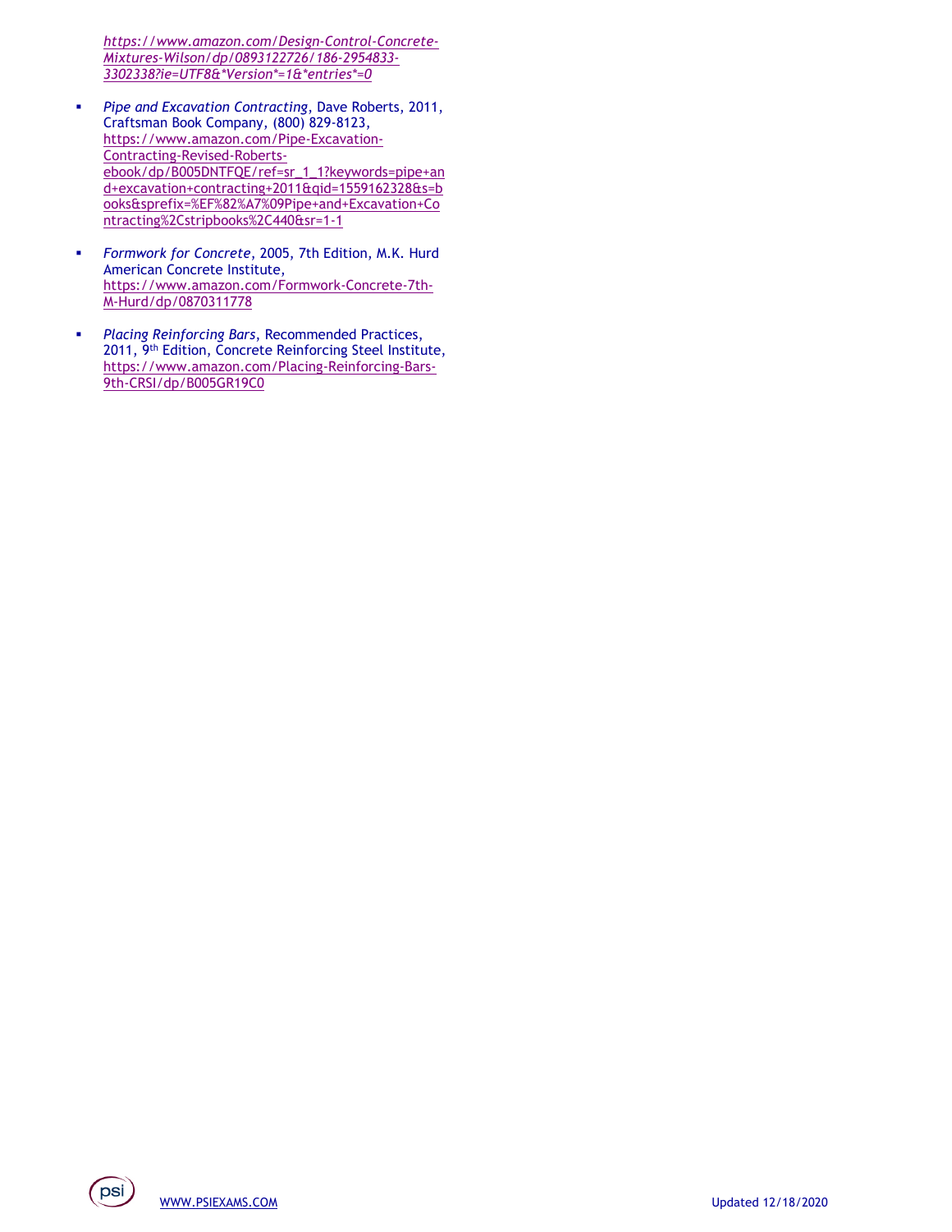*https://www.amazon.com/Design-Control-Concrete-Mixtures-Wilson/dp/0893122726/186-2954833-3302338?ie=UTF8&*Version*=1&*entries*=0*

- *Pipe and Excavation Contracting*, Dave Roberts, 2011, Craftsman Book Company, (800) 829-8123, https://www.amazon.com/Pipe-Excavation-Contracting-Revised-Roberts-ebook/dp/B005DNTFQE/ref=sr_1_1?keywords=pipe+and+excavation+contracting+2011&qid=1559162328&s=books&sprefix=%EF%82%A7%09Pipe+and+Excavation+Contracting%2Cstripbooks%2C440&sr=1-1

- *Formwork for Concrete*, 2005, 7th Edition, M.K. Hurd American Concrete Institute, https://www.amazon.com/Formwork-Concrete-7th-M-Hurd/dp/0870311778

- *Placing Reinforcing Bars*, Recommended Practices, 2011, 9th Edition, Concrete Reinforcing Steel Institute, https://www.amazon.com/Placing-Reinforcing-Bars-9th-CRSI/dp/B005GR19C0